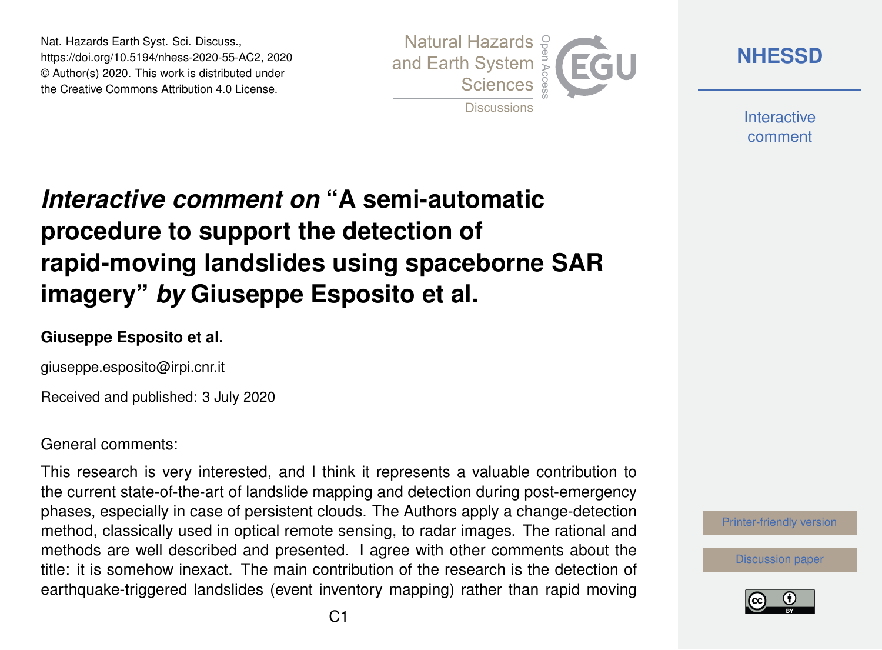Nat. Hazards Earth Syst. Sci. Discuss.,
https://doi.org/10.5194/nhess-2020-55-AC2, 2020
© Author(s) 2020. This work is distributed under
the Creative Commons Attribution 4.0 License.

# *Interactive comment on* "A semi-automatic procedure to support the detection of rapid-moving landslides using spaceborne SAR imagery" *by* Giuseppe Esposito et al.

**Giuseppe Esposito et al.**

giuseppe.esposito@irpi.cnr.it

Received and published: 3 July 2020

General comments:

This research is very interested, and I think it represents a valuable contribution to the current state-of-the-art of landslide mapping and detection during post-emergency phases, especially in case of persistent clouds. The Authors apply a change-detection method, classically used in optical remote sensing, to radar images. The rational and methods are well described and presented. I agree with other comments about the title: it is somehow inexact. The main contribution of the research is the detection of earthquake-triggered landslides (event inventory mapping) rather than rapid moving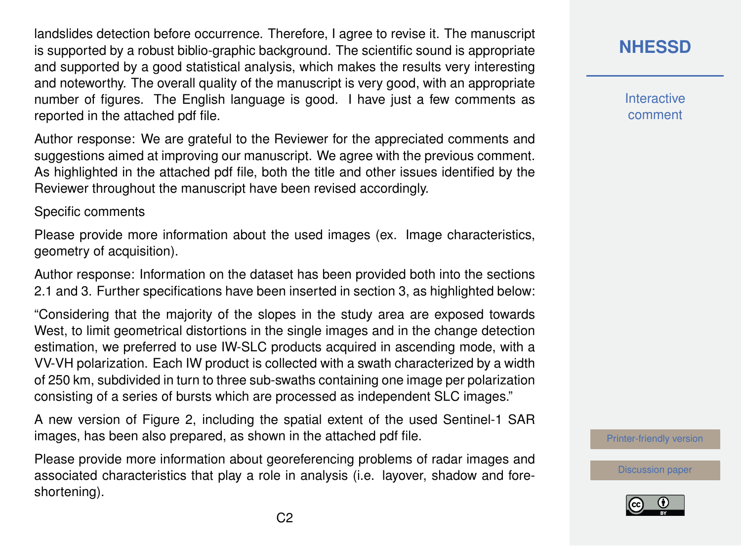landslides detection before occurrence. Therefore, I agree to revise it. The manuscript is supported by a robust biblio-graphic background. The scientific sound is appropriate and supported by a good statistical analysis, which makes the results very interesting and noteworthy. The overall quality of the manuscript is very good, with an appropriate number of figures. The English language is good. I have just a few comments as reported in the attached pdf file.

Author response: We are grateful to the Reviewer for the appreciated comments and suggestions aimed at improving our manuscript. We agree with the previous comment. As highlighted in the attached pdf file, both the title and other issues identified by the Reviewer throughout the manuscript have been revised accordingly.

Specific comments

Please provide more information about the used images (ex. Image characteristics, geometry of acquisition).

Author response: Information on the dataset has been provided both into the sections 2.1 and 3. Further specifications have been inserted in section 3, as highlighted below:

"Considering that the majority of the slopes in the study area are exposed towards West, to limit geometrical distortions in the single images and in the change detection estimation, we preferred to use IW-SLC products acquired in ascending mode, with a VV-VH polarization. Each IW product is collected with a swath characterized by a width of 250 km, subdivided in turn to three sub-swaths containing one image per polarization consisting of a series of bursts which are processed as independent SLC images."

A new version of Figure 2, including the spatial extent of the used Sentinel-1 SAR images, has been also prepared, as shown in the attached pdf file.

Please provide more information about georeferencing problems of radar images and associated characteristics that play a role in analysis (i.e. layover, shadow and fore-shortening).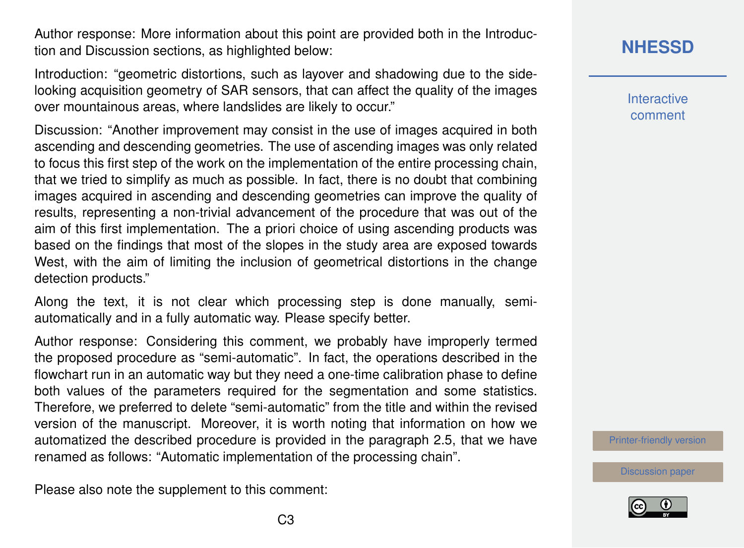Author response: More information about this point are provided both in the Introduction and Discussion sections, as highlighted below:

Introduction: "geometric distortions, such as layover and shadowing due to the side-looking acquisition geometry of SAR sensors, that can affect the quality of the images over mountainous areas, where landslides are likely to occur."

Discussion: "Another improvement may consist in the use of images acquired in both ascending and descending geometries. The use of ascending images was only related to focus this first step of the work on the implementation of the entire processing chain, that we tried to simplify as much as possible. In fact, there is no doubt that combining images acquired in ascending and descending geometries can improve the quality of results, representing a non-trivial advancement of the procedure that was out of the aim of this first implementation. The a priori choice of using ascending products was based on the findings that most of the slopes in the study area are exposed towards West, with the aim of limiting the inclusion of geometrical distortions in the change detection products."

Along the text, it is not clear which processing step is done manually, semi-automatically and in a fully automatic way. Please specify better.

Author response: Considering this comment, we probably have improperly termed the proposed procedure as "semi-automatic". In fact, the operations described in the flowchart run in an automatic way but they need a one-time calibration phase to define both values of the parameters required for the segmentation and some statistics. Therefore, we preferred to delete "semi-automatic" from the title and within the revised version of the manuscript. Moreover, it is worth noting that information on how we automatized the described procedure is provided in the paragraph 2.5, that we have renamed as follows: "Automatic implementation of the processing chain".

Please also note the supplement to this comment: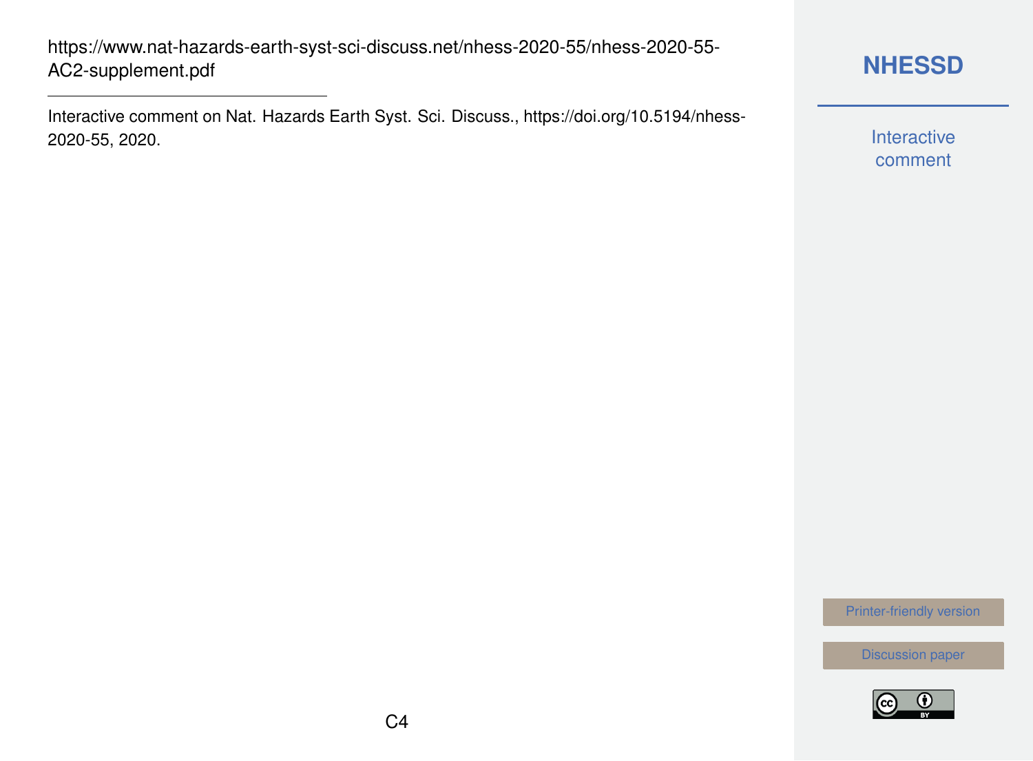https://www.nat-hazards-earth-syst-sci-discuss.net/nhess-2020-55/nhess-2020-55-AC2-supplement.pdf

---

Interactive comment on Nat. Hazards Earth Syst. Sci. Discuss., https://doi.org/10.5194/nhess-2020-55, 2020.